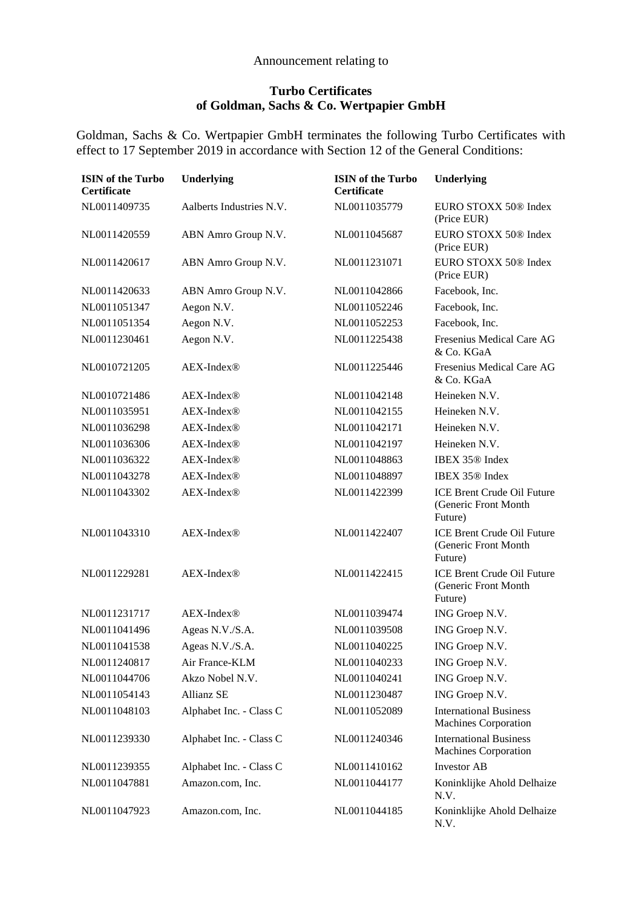Announcement relating to

**Turbo Certificates**
**of Goldman, Sachs & Co. Wertpapier GmbH**

Goldman, Sachs & Co. Wertpapier GmbH terminates the following Turbo Certificates with effect to 17 September 2019 in accordance with Section 12 of the General Conditions:

| ISIN of the Turbo Certificate | Underlying | ISIN of the Turbo Certificate | Underlying |
|---|---|---|---|
| NL0011409735 | Aalberts Industries N.V. | NL0011035779 | EURO STOXX 50® Index (Price EUR) |
| NL0011420559 | ABN Amro Group N.V. | NL0011045687 | EURO STOXX 50® Index (Price EUR) |
| NL0011420617 | ABN Amro Group N.V. | NL0011231071 | EURO STOXX 50® Index (Price EUR) |
| NL0011420633 | ABN Amro Group N.V. | NL0011042866 | Facebook, Inc. |
| NL0011051347 | Aegon N.V. | NL0011052246 | Facebook, Inc. |
| NL0011051354 | Aegon N.V. | NL0011052253 | Facebook, Inc. |
| NL0011230461 | Aegon N.V. | NL0011225438 | Fresenius Medical Care AG & Co. KGaA |
| NL0010721205 | AEX-Index® | NL0011225446 | Fresenius Medical Care AG & Co. KGaA |
| NL0010721486 | AEX-Index® | NL0011042148 | Heineken N.V. |
| NL0011035951 | AEX-Index® | NL0011042155 | Heineken N.V. |
| NL0011036298 | AEX-Index® | NL0011042171 | Heineken N.V. |
| NL0011036306 | AEX-Index® | NL0011042197 | Heineken N.V. |
| NL0011036322 | AEX-Index® | NL0011048863 | IBEX 35® Index |
| NL0011043278 | AEX-Index® | NL0011048897 | IBEX 35® Index |
| NL0011043302 | AEX-Index® | NL0011422399 | ICE Brent Crude Oil Future (Generic Front Month Future) |
| NL0011043310 | AEX-Index® | NL0011422407 | ICE Brent Crude Oil Future (Generic Front Month Future) |
| NL0011229281 | AEX-Index® | NL0011422415 | ICE Brent Crude Oil Future (Generic Front Month Future) |
| NL0011231717 | AEX-Index® | NL0011039474 | ING Groep N.V. |
| NL0011041496 | Ageas N.V./S.A. | NL0011039508 | ING Groep N.V. |
| NL0011041538 | Ageas N.V./S.A. | NL0011040225 | ING Groep N.V. |
| NL0011240817 | Air France-KLM | NL0011040233 | ING Groep N.V. |
| NL0011044706 | Akzo Nobel N.V. | NL0011040241 | ING Groep N.V. |
| NL0011054143 | Allianz SE | NL0011230487 | ING Groep N.V. |
| NL0011048103 | Alphabet Inc. - Class C | NL0011052089 | International Business Machines Corporation |
| NL0011239330 | Alphabet Inc. - Class C | NL0011240346 | International Business Machines Corporation |
| NL0011239355 | Alphabet Inc. - Class C | NL0011410162 | Investor AB |
| NL0011047881 | Amazon.com, Inc. | NL0011044177 | Koninklijke Ahold Delhaize N.V. |
| NL0011047923 | Amazon.com, Inc. | NL0011044185 | Koninklijke Ahold Delhaize N.V. |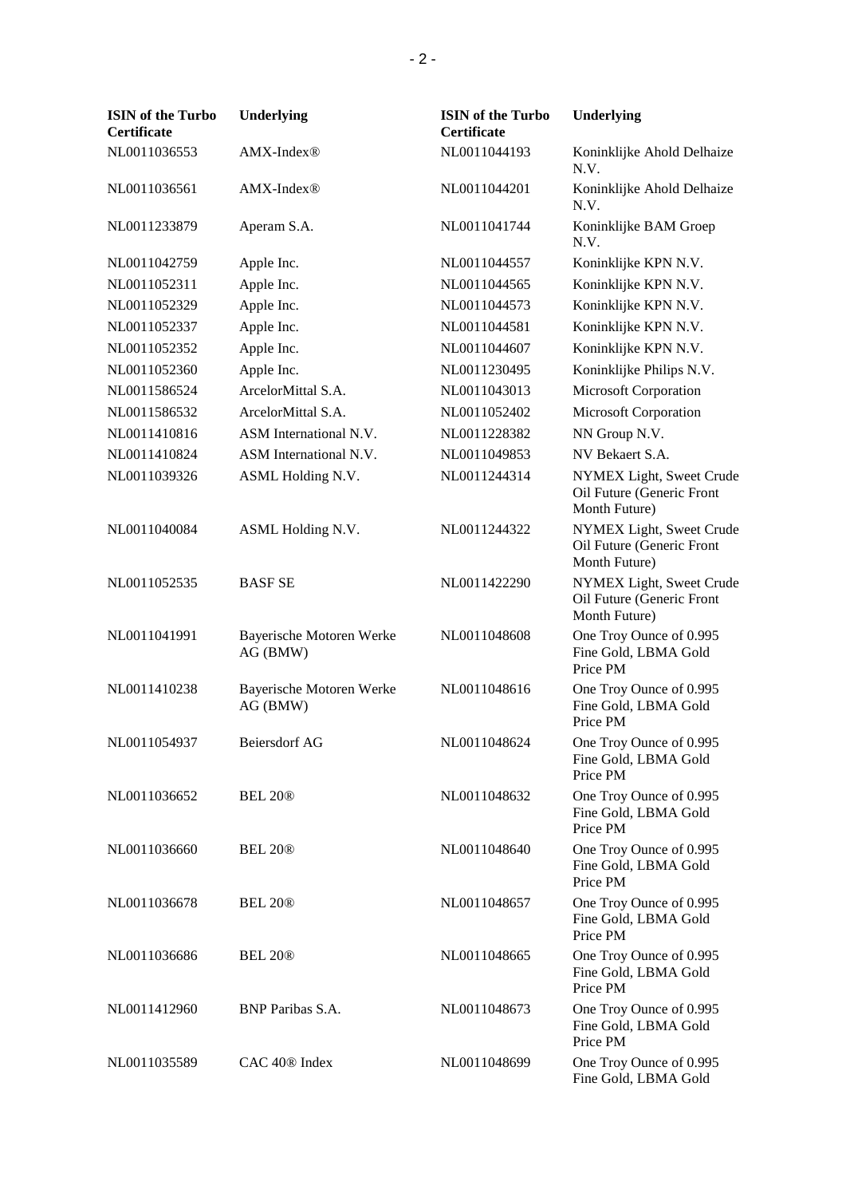| ISIN of the Turbo Certificate | Underlying | ISIN of the Turbo Certificate | Underlying |
|---|---|---|---|
| NL0011036553 | AMX-Index® | NL0011044193 | Koninklijke Ahold Delhaize N.V. |
| NL0011036561 | AMX-Index® | NL0011044201 | Koninklijke Ahold Delhaize N.V. |
| NL0011233879 | Aperam S.A. | NL0011041744 | Koninklijke BAM Groep N.V. |
| NL0011042759 | Apple Inc. | NL0011044557 | Koninklijke KPN N.V. |
| NL0011052311 | Apple Inc. | NL0011044565 | Koninklijke KPN N.V. |
| NL0011052329 | Apple Inc. | NL0011044573 | Koninklijke KPN N.V. |
| NL0011052337 | Apple Inc. | NL0011044581 | Koninklijke KPN N.V. |
| NL0011052352 | Apple Inc. | NL0011044607 | Koninklijke KPN N.V. |
| NL0011052360 | Apple Inc. | NL0011230495 | Koninklijke Philips N.V. |
| NL0011586524 | ArcelorMittal S.A. | NL0011043013 | Microsoft Corporation |
| NL0011586532 | ArcelorMittal S.A. | NL0011052402 | Microsoft Corporation |
| NL0011410816 | ASM International N.V. | NL0011228382 | NN Group N.V. |
| NL0011410824 | ASM International N.V. | NL0011049853 | NV Bekaert S.A. |
| NL0011039326 | ASML Holding N.V. | NL0011244314 | NYMEX Light, Sweet Crude Oil Future (Generic Front Month Future) |
| NL0011040084 | ASML Holding N.V. | NL0011244322 | NYMEX Light, Sweet Crude Oil Future (Generic Front Month Future) |
| NL0011052535 | BASF SE | NL0011422290 | NYMEX Light, Sweet Crude Oil Future (Generic Front Month Future) |
| NL0011041991 | Bayerische Motoren Werke AG (BMW) | NL0011048608 | One Troy Ounce of 0.995 Fine Gold, LBMA Gold Price PM |
| NL0011410238 | Bayerische Motoren Werke AG (BMW) | NL0011048616 | One Troy Ounce of 0.995 Fine Gold, LBMA Gold Price PM |
| NL0011054937 | Beiersdorf AG | NL0011048624 | One Troy Ounce of 0.995 Fine Gold, LBMA Gold Price PM |
| NL0011036652 | BEL 20® | NL0011048632 | One Troy Ounce of 0.995 Fine Gold, LBMA Gold Price PM |
| NL0011036660 | BEL 20® | NL0011048640 | One Troy Ounce of 0.995 Fine Gold, LBMA Gold Price PM |
| NL0011036678 | BEL 20® | NL0011048657 | One Troy Ounce of 0.995 Fine Gold, LBMA Gold Price PM |
| NL0011036686 | BEL 20® | NL0011048665 | One Troy Ounce of 0.995 Fine Gold, LBMA Gold Price PM |
| NL0011412960 | BNP Paribas S.A. | NL0011048673 | One Troy Ounce of 0.995 Fine Gold, LBMA Gold Price PM |
| NL0011035589 | CAC 40® Index | NL0011048699 | One Troy Ounce of 0.995 Fine Gold, LBMA Gold |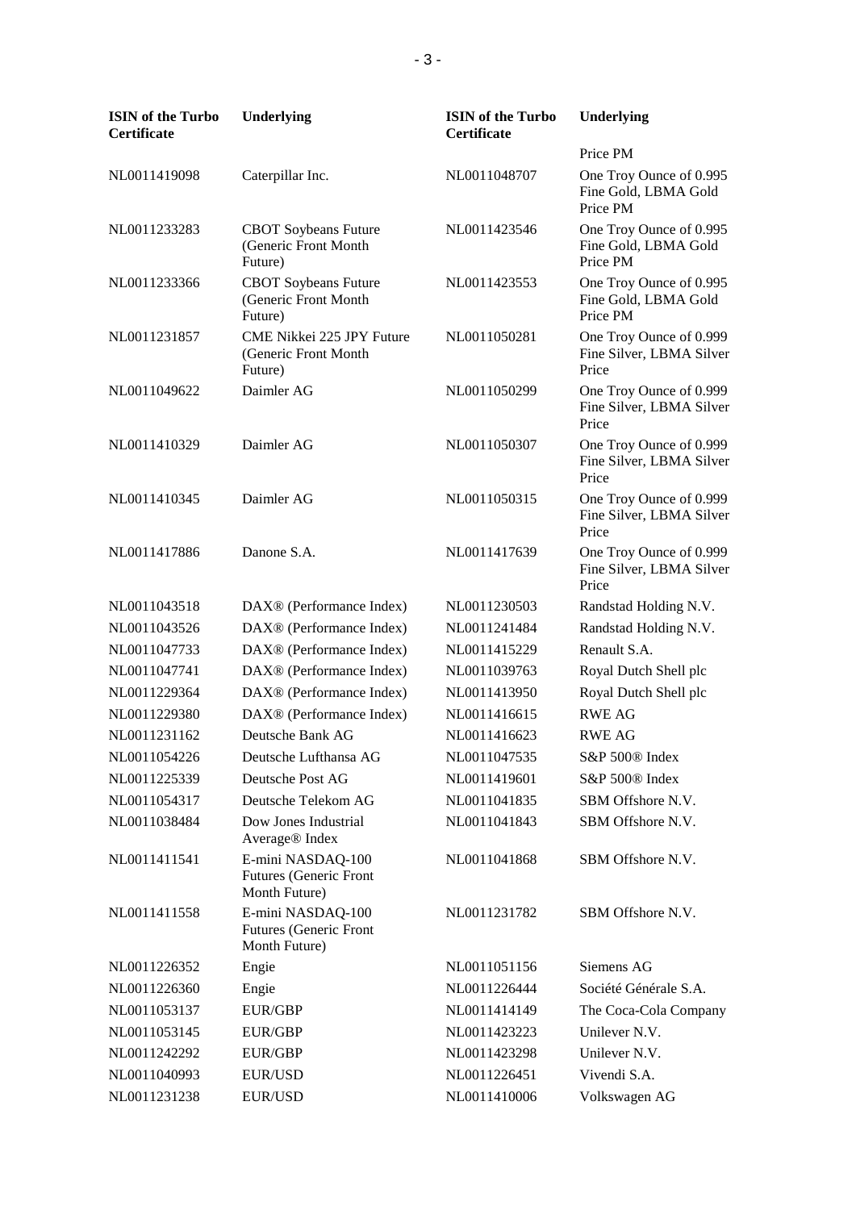| ISIN of the Turbo Certificate | Underlying | ISIN of the Turbo Certificate | Underlying |
|---|---|---|---|
| | | | Price PM |
| NL0011419098 | Caterpillar Inc. | NL0011048707 | One Troy Ounce of 0.995 Fine Gold, LBMA Gold Price PM |
| NL0011233283 | CBOT Soybeans Future (Generic Front Month Future) | NL0011423546 | One Troy Ounce of 0.995 Fine Gold, LBMA Gold Price PM |
| NL0011233366 | CBOT Soybeans Future (Generic Front Month Future) | NL0011423553 | One Troy Ounce of 0.995 Fine Gold, LBMA Gold Price PM |
| NL0011231857 | CME Nikkei 225 JPY Future (Generic Front Month Future) | NL0011050281 | One Troy Ounce of 0.999 Fine Silver, LBMA Silver Price |
| NL0011049622 | Daimler AG | NL0011050299 | One Troy Ounce of 0.999 Fine Silver, LBMA Silver Price |
| NL0011410329 | Daimler AG | NL0011050307 | One Troy Ounce of 0.999 Fine Silver, LBMA Silver Price |
| NL0011410345 | Daimler AG | NL0011050315 | One Troy Ounce of 0.999 Fine Silver, LBMA Silver Price |
| NL0011417886 | Danone S.A. | NL0011417639 | One Troy Ounce of 0.999 Fine Silver, LBMA Silver Price |
| NL0011043518 | DAX® (Performance Index) | NL0011230503 | Randstad Holding N.V. |
| NL0011043526 | DAX® (Performance Index) | NL0011241484 | Randstad Holding N.V. |
| NL0011047733 | DAX® (Performance Index) | NL0011415229 | Renault S.A. |
| NL0011047741 | DAX® (Performance Index) | NL0011039763 | Royal Dutch Shell plc |
| NL0011229364 | DAX® (Performance Index) | NL0011413950 | Royal Dutch Shell plc |
| NL0011229380 | DAX® (Performance Index) | NL0011416615 | RWE AG |
| NL0011231162 | Deutsche Bank AG | NL0011416623 | RWE AG |
| NL0011054226 | Deutsche Lufthansa AG | NL0011047535 | S&P 500® Index |
| NL0011225339 | Deutsche Post AG | NL0011419601 | S&P 500® Index |
| NL0011054317 | Deutsche Telekom AG | NL0011041835 | SBM Offshore N.V. |
| NL0011038484 | Dow Jones Industrial Average® Index | NL0011041843 | SBM Offshore N.V. |
| NL0011411541 | E-mini NASDAQ-100 Futures (Generic Front Month Future) | NL0011041868 | SBM Offshore N.V. |
| NL0011411558 | E-mini NASDAQ-100 Futures (Generic Front Month Future) | NL0011231782 | SBM Offshore N.V. |
| NL0011226352 | Engie | NL0011051156 | Siemens AG |
| NL0011226360 | Engie | NL0011226444 | Société Générale S.A. |
| NL0011053137 | EUR/GBP | NL0011414149 | The Coca-Cola Company |
| NL0011053145 | EUR/GBP | NL0011423223 | Unilever N.V. |
| NL0011242292 | EUR/GBP | NL0011423298 | Unilever N.V. |
| NL0011040993 | EUR/USD | NL0011226451 | Vivendi S.A. |
| NL0011231238 | EUR/USD | NL0011410006 | Volkswagen AG |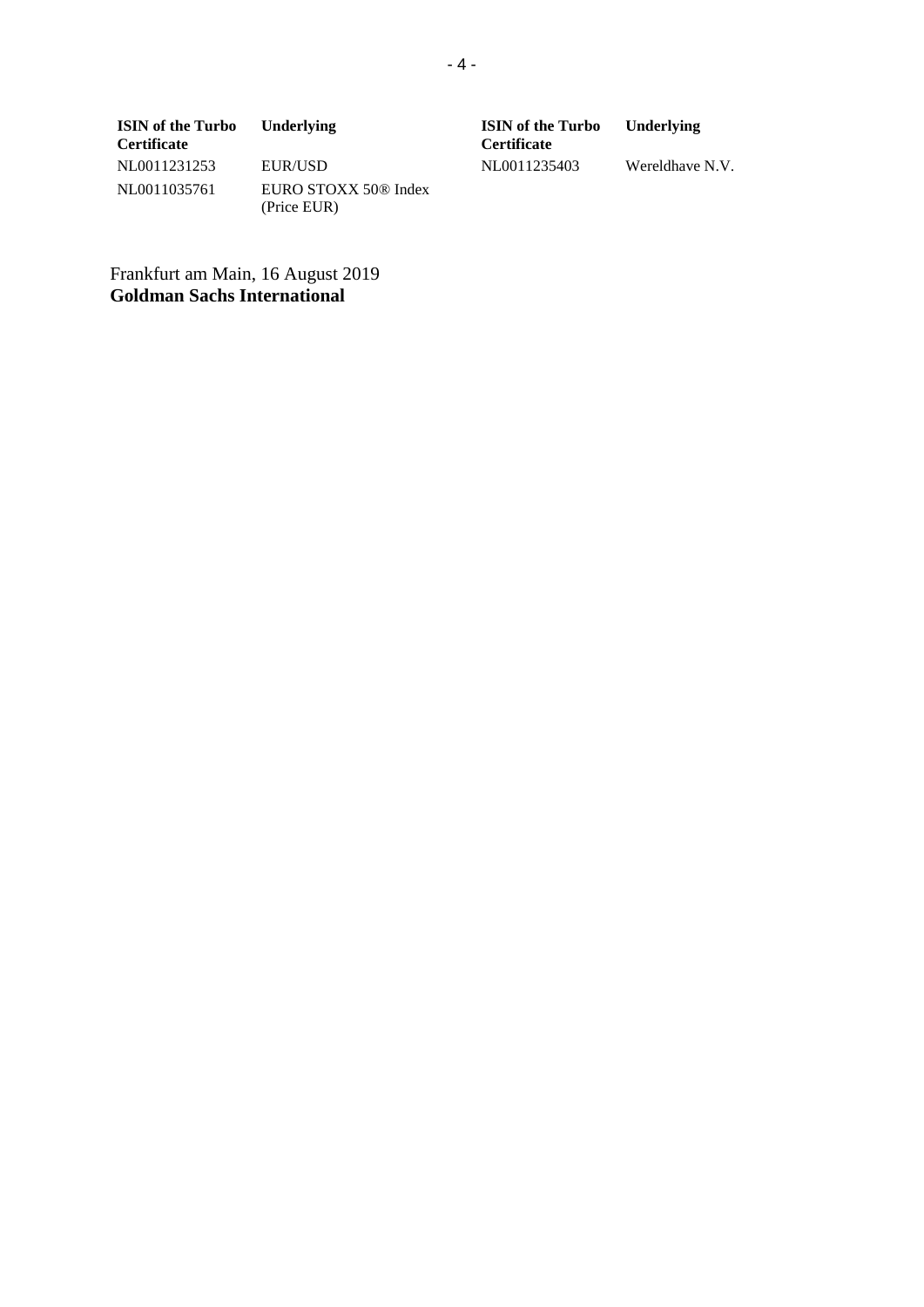| ISIN of the Turbo Certificate | Underlying | ISIN of the Turbo Certificate | Underlying |
|---|---|---|---|
| NL0011231253 | EUR/USD | NL0011235403 | Wereldhave N.V. |
| NL0011035761 | EURO STOXX 50® Index (Price EUR) | | |

Frankfurt am Main, 16 August 2019
**Goldman Sachs International**